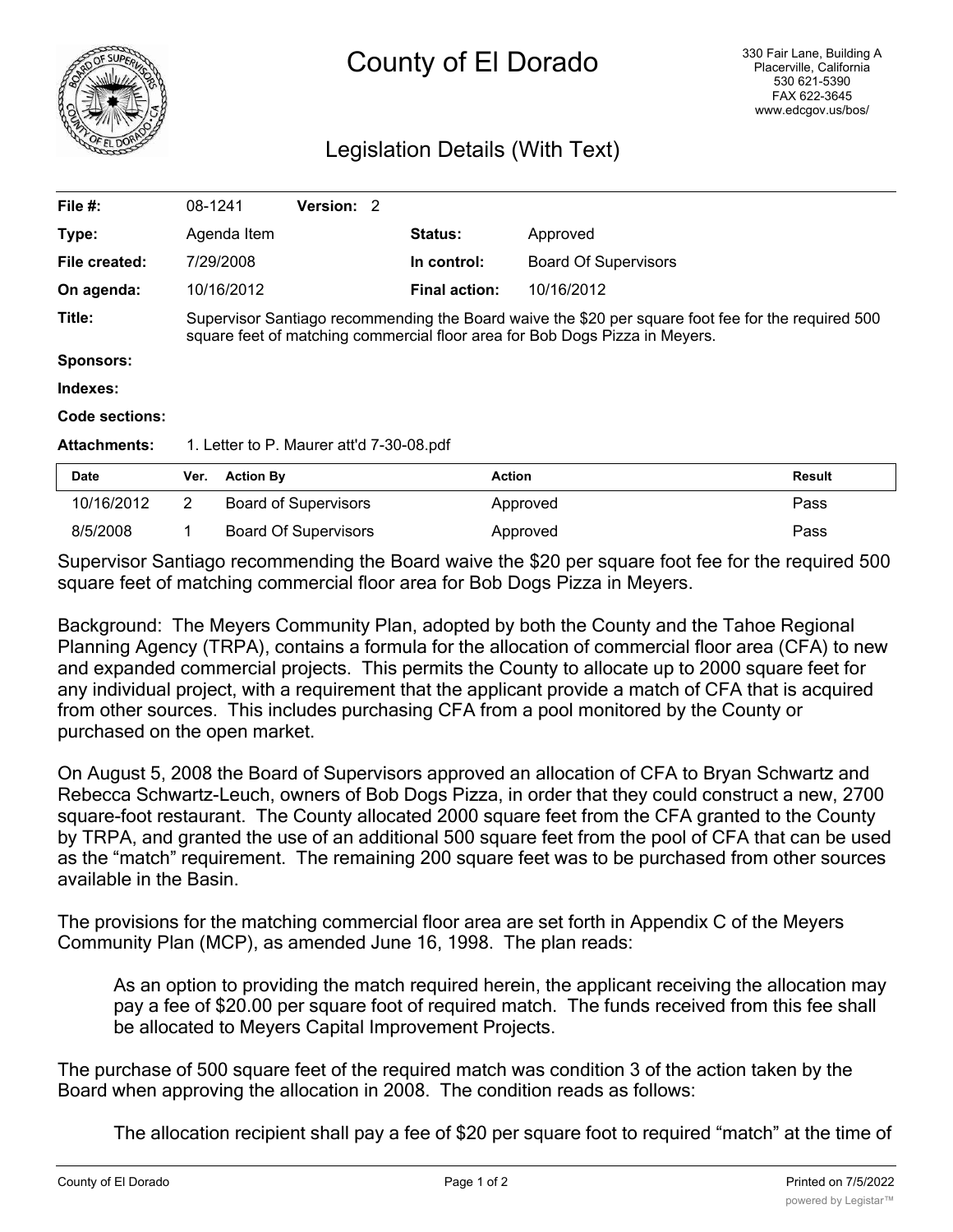# County of El Dorado

330 Fair Lane, Building A
Placerville, California
530 621-5390
FAX 622-3645
www.edcgov.us/bos/

## Legislation Details (With Text)

| | | | |
|---|---|---|---|
| **File #:** | 08-1241 **Version:** 2 | | |
| **Type:** | Agenda Item | **Status:** | Approved |
| **File created:** | 7/29/2008 | **In control:** | Board Of Supervisors |
| **On agenda:** | 10/16/2012 | **Final action:** | 10/16/2012 |
| **Title:** | Supervisor Santiago recommending the Board waive the $20 per square foot fee for the required 500 square feet of matching commercial floor area for Bob Dogs Pizza in Meyers. | | |
| **Sponsors:** | | | |
| **Indexes:** | | | |
| **Code sections:** | | | |
| **Attachments:** | 1. Letter to P. Maurer att'd 7-30-08.pdf | | |

| Date | Ver. | Action By | Action | Result |
|---|---|---|---|---|
| 10/16/2012 | 2 | Board of Supervisors | Approved | Pass |
| 8/5/2008 | 1 | Board Of Supervisors | Approved | Pass |

Supervisor Santiago recommending the Board waive the $20 per square foot fee for the required 500 square feet of matching commercial floor area for Bob Dogs Pizza in Meyers.

Background: The Meyers Community Plan, adopted by both the County and the Tahoe Regional Planning Agency (TRPA), contains a formula for the allocation of commercial floor area (CFA) to new and expanded commercial projects. This permits the County to allocate up to 2000 square feet for any individual project, with a requirement that the applicant provide a match of CFA that is acquired from other sources. This includes purchasing CFA from a pool monitored by the County or purchased on the open market.

On August 5, 2008 the Board of Supervisors approved an allocation of CFA to Bryan Schwartz and Rebecca Schwartz-Leuch, owners of Bob Dogs Pizza, in order that they could construct a new, 2700 square-foot restaurant. The County allocated 2000 square feet from the CFA granted to the County by TRPA, and granted the use of an additional 500 square feet from the pool of CFA that can be used as the "match" requirement. The remaining 200 square feet was to be purchased from other sources available in the Basin.

The provisions for the matching commercial floor area are set forth in Appendix C of the Meyers Community Plan (MCP), as amended June 16, 1998. The plan reads:

> As an option to providing the match required herein, the applicant receiving the allocation may pay a fee of $20.00 per square foot of required match. The funds received from this fee shall be allocated to Meyers Capital Improvement Projects.

The purchase of 500 square feet of the required match was condition 3 of the action taken by the Board when approving the allocation in 2008. The condition reads as follows:

> The allocation recipient shall pay a fee of $20 per square foot to required "match" at the time of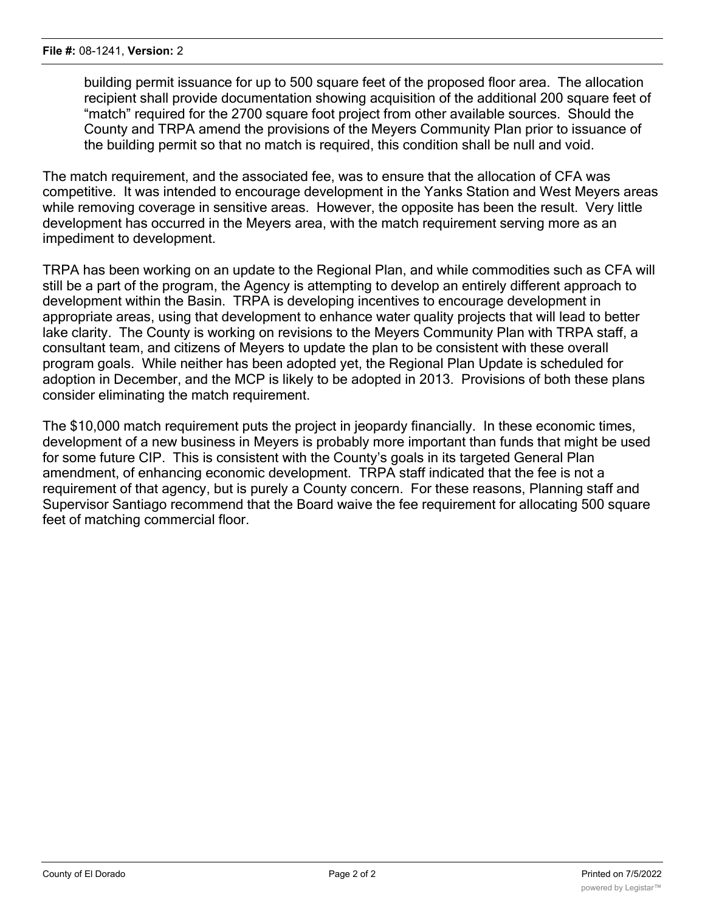building permit issuance for up to 500 square feet of the proposed floor area. The allocation recipient shall provide documentation showing acquisition of the additional 200 square feet of "match" required for the 2700 square foot project from other available sources. Should the County and TRPA amend the provisions of the Meyers Community Plan prior to issuance of the building permit so that no match is required, this condition shall be null and void.

The match requirement, and the associated fee, was to ensure that the allocation of CFA was competitive. It was intended to encourage development in the Yanks Station and West Meyers areas while removing coverage in sensitive areas. However, the opposite has been the result. Very little development has occurred in the Meyers area, with the match requirement serving more as an impediment to development.

TRPA has been working on an update to the Regional Plan, and while commodities such as CFA will still be a part of the program, the Agency is attempting to develop an entirely different approach to development within the Basin. TRPA is developing incentives to encourage development in appropriate areas, using that development to enhance water quality projects that will lead to better lake clarity. The County is working on revisions to the Meyers Community Plan with TRPA staff, a consultant team, and citizens of Meyers to update the plan to be consistent with these overall program goals. While neither has been adopted yet, the Regional Plan Update is scheduled for adoption in December, and the MCP is likely to be adopted in 2013. Provisions of both these plans consider eliminating the match requirement.

The $10,000 match requirement puts the project in jeopardy financially. In these economic times, development of a new business in Meyers is probably more important than funds that might be used for some future CIP. This is consistent with the County's goals in its targeted General Plan amendment, of enhancing economic development. TRPA staff indicated that the fee is not a requirement of that agency, but is purely a County concern. For these reasons, Planning staff and Supervisor Santiago recommend that the Board waive the fee requirement for allocating 500 square feet of matching commercial floor.